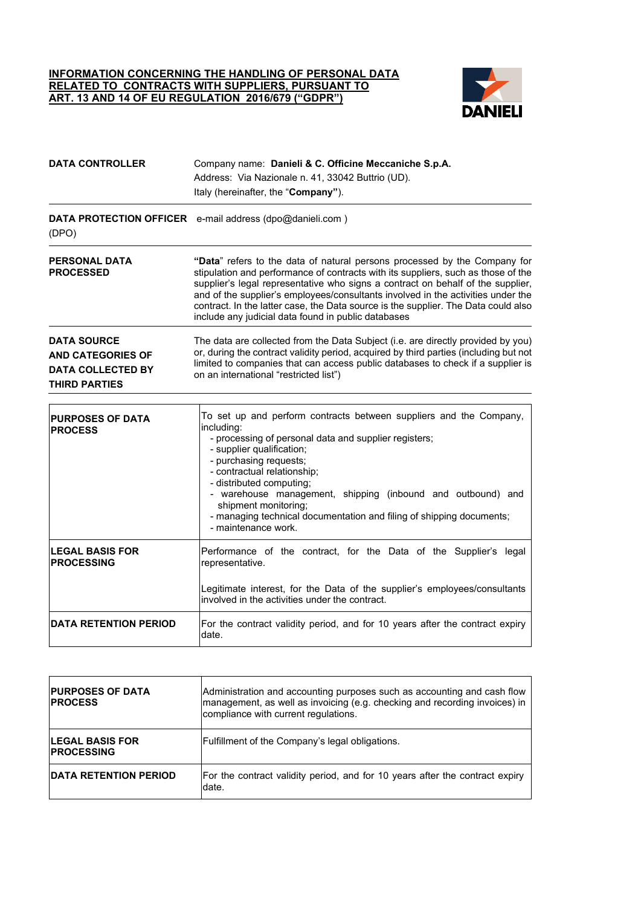# INFORMATION CONCERNING THE HANDLING OF PERSONAL DATA RELATED TO CONTRACTS WITH SUPPLIERS, PURSUANT TO ART. 13 AND 14 OF EU REGULATION 2016/679 ("GDPR")

DANIELI

| | |
|---|---|
| **DATA CONTROLLER** | Company name: **Danieli & C. Officine Meccaniche S.p.A.**<br>Address: Via Nazionale n. 41, 33042 Buttrio (UD).<br>Italy (hereinafter, the "**Company"**). |
| **DATA PROTECTION OFFICER** (DPO) | e-mail address (dpo@danieli.com ) |
| **PERSONAL DATA PROCESSED** | **"Data**" refers to the data of natural persons processed by the Company for stipulation and performance of contracts with its suppliers, such as those of the supplier's legal representative who signs a contract on behalf of the supplier, and of the supplier's employees/consultants involved in the activities under the contract. In the latter case, the Data source is the supplier. The Data could also include any judicial data found in public databases |
| **DATA SOURCE AND CATEGORIES OF DATA COLLECTED BY THIRD PARTIES** | The data are collected from the Data Subject (i.e. are directly provided by you) or, during the contract validity period, acquired by third parties (including but not limited to companies that can access public databases to check if a supplier is on an international "restricted list") |

| | |
|---|---|
| **PURPOSES OF DATA PROCESS** | To set up and perform contracts between suppliers and the Company, including:<br>- processing of personal data and supplier registers;<br>- supplier qualification;<br>- purchasing requests;<br>- contractual relationship;<br>- distributed computing;<br>- warehouse management, shipping (inbound and outbound) and shipment monitoring;<br>- managing technical documentation and filing of shipping documents;<br>- maintenance work. |
| **LEGAL BASIS FOR PROCESSING** | Performance of the contract, for the Data of the Supplier's legal representative.<br><br>Legitimate interest, for the Data of the supplier's employees/consultants involved in the activities under the contract. |
| **DATA RETENTION PERIOD** | For the contract validity period, and for 10 years after the contract expiry date. |

| | |
|---|---|
| **PURPOSES OF DATA PROCESS** | Administration and accounting purposes such as accounting and cash flow management, as well as invoicing (e.g. checking and recording invoices) in compliance with current regulations. |
| **LEGAL BASIS FOR PROCESSING** | Fulfillment of the Company's legal obligations. |
| **DATA RETENTION PERIOD** | For the contract validity period, and for 10 years after the contract expiry date. |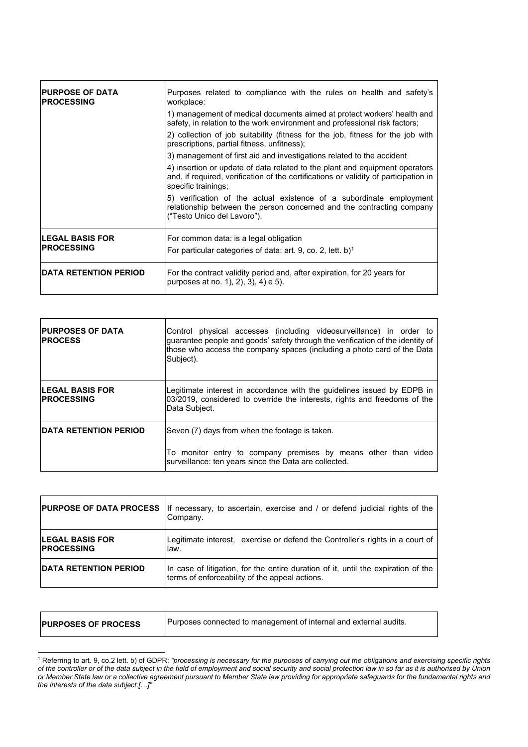| **PURPOSE OF DATA PROCESSING** | Purposes related to compliance with the rules on health and safety's workplace:<br>1) management of medical documents aimed at protect workers' health and safety, in relation to the work environment and professional risk factors;<br>2) collection of job suitability (fitness for the job, fitness for the job with prescriptions, partial fitness, unfitness);<br>3) management of first aid and investigations related to the accident<br>4) insertion or update of data related to the plant and equipment operators and, if required, verification of the certifications or validity of participation in specific trainings;<br>5) verification of the actual existence of a subordinate employment relationship between the person concerned and the contracting company ("Testo Unico del Lavoro"). |
|---|---|
| **LEGAL BASIS FOR PROCESSING** | For common data: is a legal obligation<br>For particular categories of data: art. 9, co. 2, lett. b)[1] |
| **DATA RETENTION PERIOD** | For the contract validity period and, after expiration, for 20 years for purposes at no. 1), 2), 3), 4) e 5). |

| **PURPOSES OF DATA PROCESS** | Control physical accesses (including videosurveillance) in order to guarantee people and goods' safety through the verification of the identity of those who access the company spaces (including a photo card of the Data Subject). |
|---|---|
| **LEGAL BASIS FOR PROCESSING** | Legitimate interest in accordance with the guidelines issued by EDPB in 03/2019, considered to override the interests, rights and freedoms of the Data Subject. |
| **DATA RETENTION PERIOD** | Seven (7) days from when the footage is taken.<br>To monitor entry to company premises by means other than video surveillance: ten years since the Data are collected. |

| **PURPOSE OF DATA PROCESS** | If necessary, to ascertain, exercise and / or defend judicial rights of the Company. |
|---|---|
| **LEGAL BASIS FOR PROCESSING** | Legitimate interest, exercise or defend the Controller's rights in a court of law. |
| **DATA RETENTION PERIOD** | In case of litigation, for the entire duration of it, until the expiration of the terms of enforceability of the appeal actions. |

| **PURPOSES OF PROCESS** | Purposes connected to management of internal and external audits. |
|---|---|

[1] Referring to art. 9, co.2 lett. b) of GDPR: *"processing is necessary for the purposes of carrying out the obligations and exercising specific rights of the controller or of the data subject in the field of employment and social security and social protection law in so far as it is authorised by Union or Member State law or a collective agreement pursuant to Member State law providing for appropriate safeguards for the fundamental rights and the interests of the data subject;[…]"*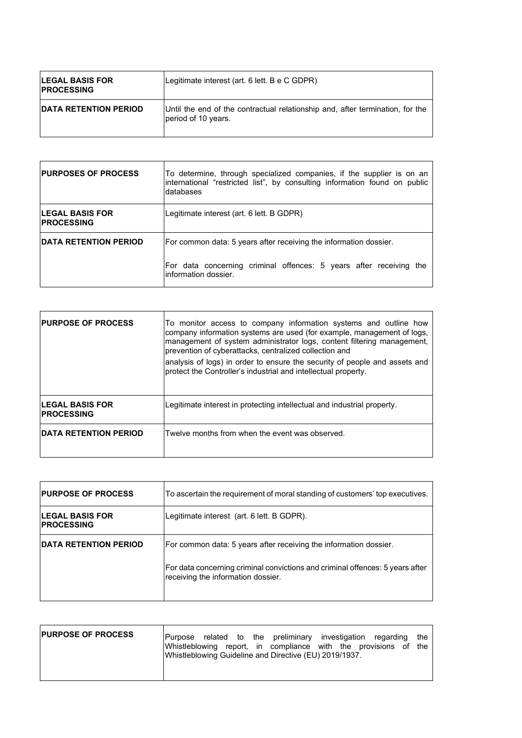| | |
|---|---|
| **LEGAL BASIS FOR PROCESSING** | Legitimate interest (art. 6 lett. B e C GDPR) |
| **DATA RETENTION PERIOD** | Until the end of the contractual relationship and, after termination, for the period of 10 years. |

| | |
|---|---|
| **PURPOSES OF PROCESS** | To determine, through specialized companies, if the supplier is on an international "restricted list", by consulting information found on public databases |
| **LEGAL BASIS FOR PROCESSING** | Legitimate interest (art. 6 lett. B GDPR) |
| **DATA RETENTION PERIOD** | For common data: 5 years after receiving the information dossier.<br><br>For data concerning criminal offences: 5 years after receiving the information dossier. |

| | |
|---|---|
| **PURPOSE OF PROCESS** | To monitor access to company information systems and outline how company information systems are used (for example, management of logs, management of system administrator logs, content filtering management, prevention of cyberattacks, centralized collection and analysis of logs) in order to ensure the security of people and assets and protect the Controller's industrial and intellectual property. |
| **LEGAL BASIS FOR PROCESSING** | Legitimate interest in protecting intellectual and industrial property. |
| **DATA RETENTION PERIOD** | Twelve months from when the event was observed. |

| | |
|---|---|
| **PURPOSE OF PROCESS** | To ascertain the requirement of moral standing of customers' top executives. |
| **LEGAL BASIS FOR PROCESSING** | Legitimate interest (art. 6 lett. B GDPR). |
| **DATA RETENTION PERIOD** | For common data: 5 years after receiving the information dossier.<br><br>For data concerning criminal convictions and criminal offences: 5 years after receiving the information dossier. |

| | |
|---|---|
| **PURPOSE OF PROCESS** | Purpose related to the preliminary investigation regarding the Whistleblowing report, in compliance with the provisions of the Whistleblowing Guideline and Directive (EU) 2019/1937. |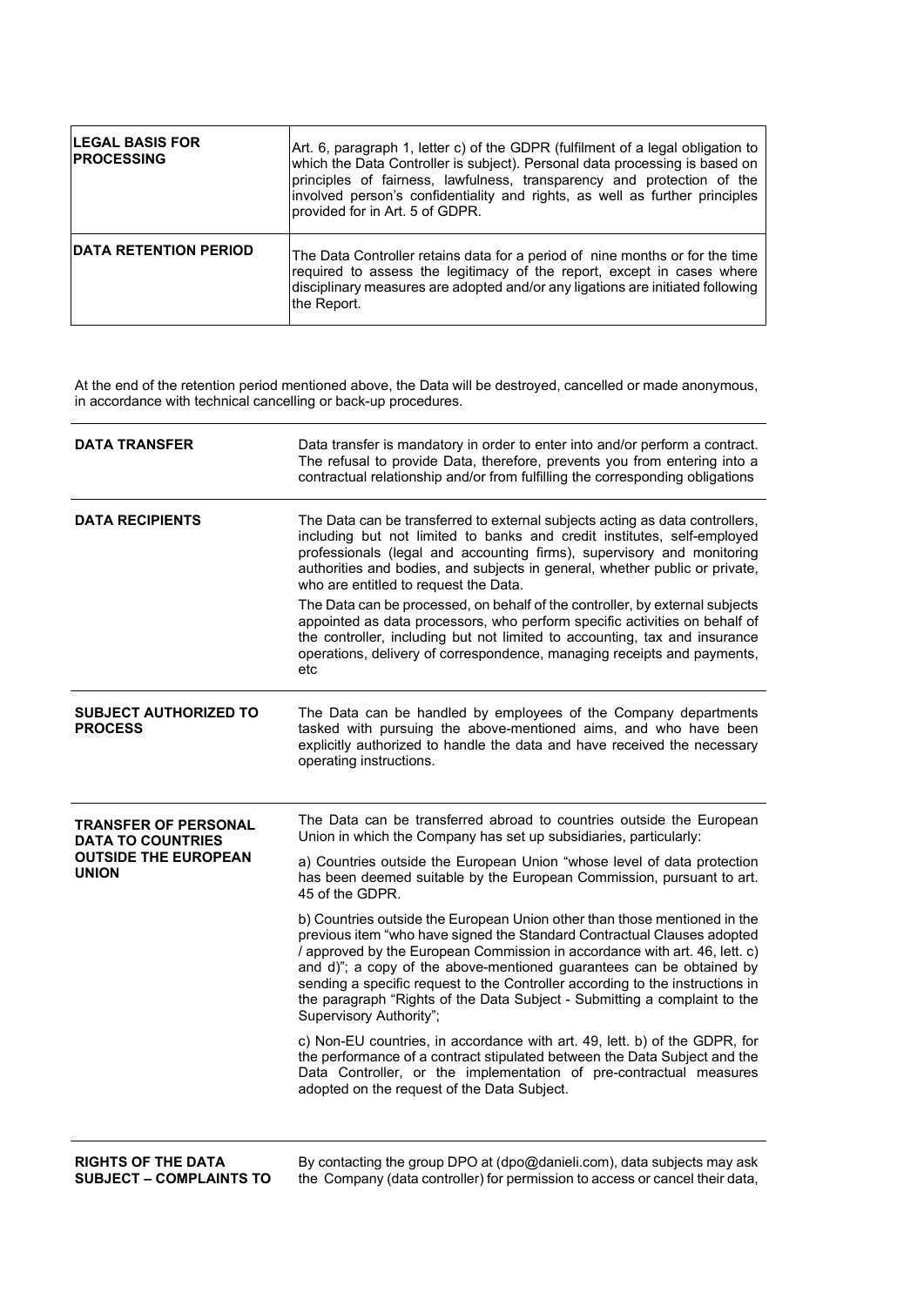| | |
|---|---|
| **LEGAL BASIS FOR PROCESSING** | Art. 6, paragraph 1, letter c) of the GDPR (fulfilment of a legal obligation to which the Data Controller is subject). Personal data processing is based on principles of fairness, lawfulness, transparency and protection of the involved person's confidentiality and rights, as well as further principles provided for in Art. 5 of GDPR. |
| **DATA RETENTION PERIOD** | The Data Controller retains data for a period of nine months or for the time required to assess the legitimacy of the report, except in cases where disciplinary measures are adopted and/or any ligations are initiated following the Report. |

At the end of the retention period mentioned above, the Data will be destroyed, cancelled or made anonymous, in accordance with technical cancelling or back-up procedures.

| | |
|---|---|
| **DATA TRANSFER** | Data transfer is mandatory in order to enter into and/or perform a contract. The refusal to provide Data, therefore, prevents you from entering into a contractual relationship and/or from fulfilling the corresponding obligations |
| **DATA RECIPIENTS** | The Data can be transferred to external subjects acting as data controllers, including but not limited to banks and credit institutes, self-employed professionals (legal and accounting firms), supervisory and monitoring authorities and bodies, and subjects in general, whether public or private, who are entitled to request the Data.<br><br>The Data can be processed, on behalf of the controller, by external subjects appointed as data processors, who perform specific activities on behalf of the controller, including but not limited to accounting, tax and insurance operations, delivery of correspondence, managing receipts and payments, etc |
| **SUBJECT AUTHORIZED TO PROCESS** | The Data can be handled by employees of the Company departments tasked with pursuing the above-mentioned aims, and who have been explicitly authorized to handle the data and have received the necessary operating instructions. |
| **TRANSFER OF PERSONAL DATA TO COUNTRIES OUTSIDE THE EUROPEAN UNION** | The Data can be transferred abroad to countries outside the European Union in which the Company has set up subsidiaries, particularly:<br><br>a) Countries outside the European Union "whose level of data protection has been deemed suitable by the European Commission, pursuant to art. 45 of the GDPR.<br><br>b) Countries outside the European Union other than those mentioned in the previous item "who have signed the Standard Contractual Clauses adopted / approved by the European Commission in accordance with art. 46, lett. c) and d)"; a copy of the above-mentioned guarantees can be obtained by sending a specific request to the Controller according to the instructions in the paragraph "Rights of the Data Subject - Submitting a complaint to the Supervisory Authority";<br><br>c) Non-EU countries, in accordance with art. 49, lett. b) of the GDPR, for the performance of a contract stipulated between the Data Subject and the Data Controller, or the implementation of pre-contractual measures adopted on the request of the Data Subject. |
| **RIGHTS OF THE DATA SUBJECT – COMPLAINTS TO** | By contacting the group DPO at (dpo@danieli.com), data subjects may ask the Company (data controller) for permission to access or cancel their data, |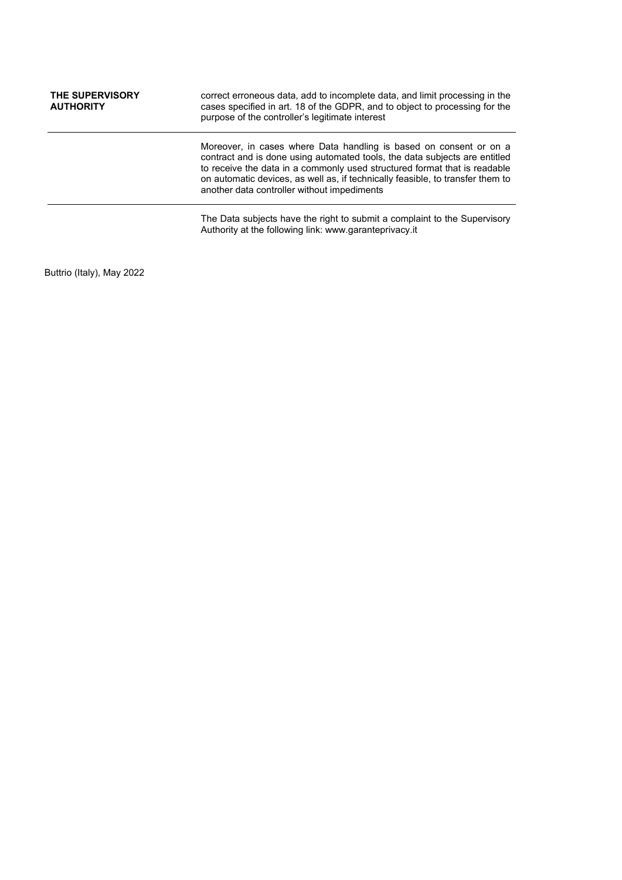| | |
|---|---|
| **THE SUPERVISORY AUTHORITY** | correct erroneous data, add to incomplete data, and limit processing in the cases specified in art. 18 of the GDPR, and to object to processing for the purpose of the controller's legitimate interest |
| | Moreover, in cases where Data handling is based on consent or on a contract and is done using automated tools, the data subjects are entitled to receive the data in a commonly used structured format that is readable on automatic devices, as well as, if technically feasible, to transfer them to another data controller without impediments |
| | The Data subjects have the right to submit a complaint to the Supervisory Authority at the following link: www.garanteprivacy.it |

Buttrio (Italy), May 2022